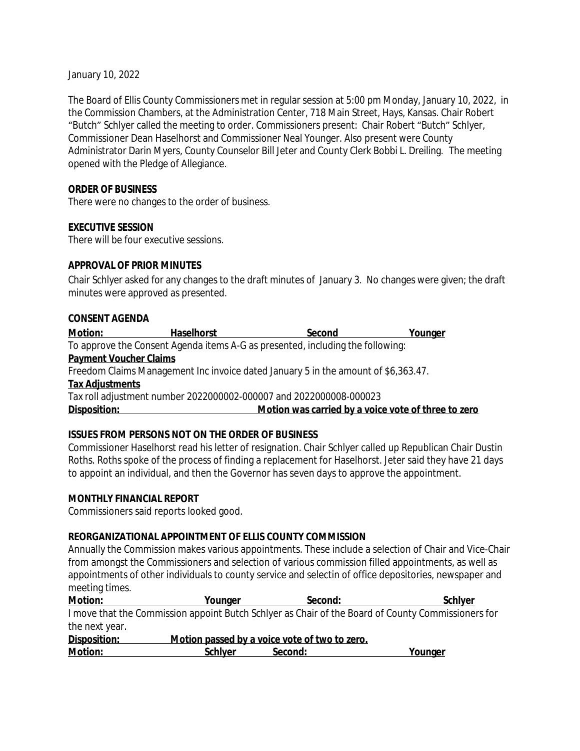January 10, 2022

The Board of Ellis County Commissioners met in regular session at 5:00 pm Monday, January 10, 2022, in the Commission Chambers, at the Administration Center, 718 Main Street, Hays, Kansas. Chair Robert "Butch" Schlyer called the meeting to order. Commissioners present: Chair Robert "Butch" Schlyer, Commissioner Dean Haselhorst and Commissioner Neal Younger. Also present were County Administrator Darin Myers, County Counselor Bill Jeter and County Clerk Bobbi L. Dreiling. The meeting opened with the Pledge of Allegiance.

**ORDER OF BUSINESS**

There were no changes to the order of business.

**EXECUTIVE SESSION**

There will be four executive sessions.

**APPROVAL OF PRIOR MINUTES**

Chair Schlyer asked for any changes to the draft minutes of January 3. No changes were given; the draft minutes were approved as presented.

**CONSENT AGENDA**

**Motion: Haselhorst Second Younger**

To approve the Consent Agenda items A-G as presented, including the following:

**Payment Voucher Claims**

Freedom Claims Management Inc invoice dated January 5 in the amount of $6,363.47.

**Tax Adjustments**

Tax roll adjustment number 2022000002-000007 and 2022000008-000023

**Disposition: Motion was carried by a voice vote of three to zero**

**ISSUES FROM PERSONS NOT ON THE ORDER OF BUSINESS**

Commissioner Haselhorst read his letter of resignation. Chair Schlyer called up Republican Chair Dustin Roths. Roths spoke of the process of finding a replacement for Haselhorst. Jeter said they have 21 days to appoint an individual, and then the Governor has seven days to approve the appointment.

**MONTHLY FINANCIAL REPORT**

Commissioners said reports looked good.

**REORGANIZATIONAL APPOINTMENT OF ELLIS COUNTY COMMISSION**

Annually the Commission makes various appointments. These include a selection of Chair and Vice-Chair from amongst the Commissioners and selection of various commission filled appointments, as well as appointments of other individuals to county service and selectin of office depositories, newspaper and meeting times.

**Motion: Younger Second: Schlyer**

I move that the Commission appoint Butch Schlyer as Chair of the Board of County Commissioners for the next year.

**Disposition: Motion passed by a voice vote of two to zero.**

**Motion: Schlyer Second: Younger**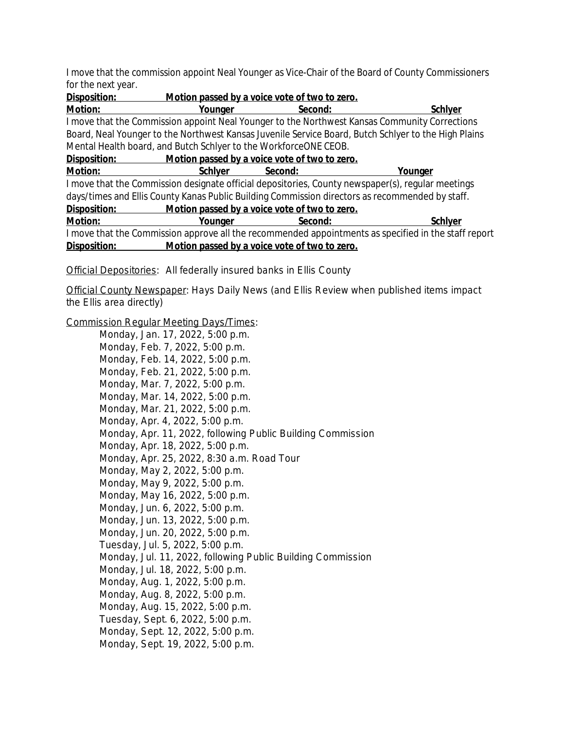I move that the commission appoint Neal Younger as Vice-Chair of the Board of County Commissioners for the next year.

**Disposition: Motion passed by a voice vote of two to zero.**

**Motion: Younger Second: Schlyer**

I move that the Commission appoint Neal Younger to the Northwest Kansas Community Corrections Board, Neal Younger to the Northwest Kansas Juvenile Service Board, Butch Schlyer to the High Plains Mental Health board, and Butch Schlyer to the WorkforceONE CEOB.

**Disposition: Motion passed by a voice vote of two to zero.**

**Motion: Schlyer Second: Younger**

I move that the Commission designate official depositories, County newspaper(s), regular meetings days/times and Ellis County Kanas Public Building Commission directors as recommended by staff.

**Disposition: Motion passed by a voice vote of two to zero.**

**Motion: Younger Second: Schlyer**

I move that the Commission approve all the recommended appointments as specified in the staff report

**Disposition: Motion passed by a voice vote of two to zero.**

Official Depositories: All federally insured banks in Ellis County

Official County Newspaper: Hays Daily News (and Ellis Review when published items impact the Ellis area directly)

Commission Regular Meeting Days/Times:

- Monday, Jan. 17, 2022, 5:00 p.m.
- Monday, Feb. 7, 2022, 5:00 p.m.
- Monday, Feb. 14, 2022, 5:00 p.m.
- Monday, Feb. 21, 2022, 5:00 p.m.
- Monday, Mar. 7, 2022, 5:00 p.m.
- Monday, Mar. 14, 2022, 5:00 p.m.
- Monday, Mar. 21, 2022, 5:00 p.m.
- Monday, Apr. 4, 2022, 5:00 p.m.
- Monday, Apr. 11, 2022, following Public Building Commission
- Monday, Apr. 18, 2022, 5:00 p.m.
- Monday, Apr. 25, 2022, 8:30 a.m. Road Tour
- Monday, May 2, 2022, 5:00 p.m.
- Monday, May 9, 2022, 5:00 p.m.
- Monday, May 16, 2022, 5:00 p.m.
- Monday, Jun. 6, 2022, 5:00 p.m.
- Monday, Jun. 13, 2022, 5:00 p.m.
- Monday, Jun. 20, 2022, 5:00 p.m.
- Tuesday, Jul. 5, 2022, 5:00 p.m.
- Monday, Jul. 11, 2022, following Public Building Commission
- Monday, Jul. 18, 2022, 5:00 p.m.
- Monday, Aug. 1, 2022, 5:00 p.m.
- Monday, Aug. 8, 2022, 5:00 p.m.
- Monday, Aug. 15, 2022, 5:00 p.m.
- Tuesday, Sept. 6, 2022, 5:00 p.m.
- Monday, Sept. 12, 2022, 5:00 p.m.
- Monday, Sept. 19, 2022, 5:00 p.m.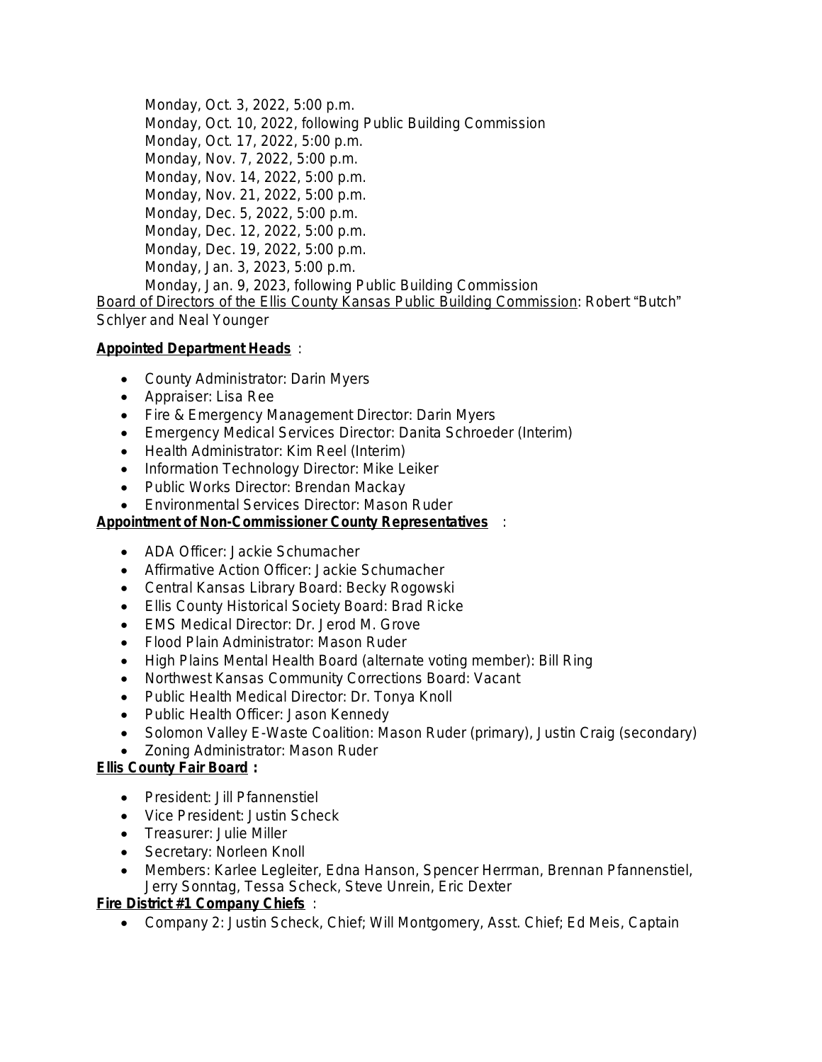Monday, Oct. 3, 2022, 5:00 p.m.
Monday, Oct. 10, 2022, following Public Building Commission
Monday, Oct. 17, 2022, 5:00 p.m.
Monday, Nov. 7, 2022, 5:00 p.m.
Monday, Nov. 14, 2022, 5:00 p.m.
Monday, Nov. 21, 2022, 5:00 p.m.
Monday, Dec. 5, 2022, 5:00 p.m.
Monday, Dec. 12, 2022, 5:00 p.m.
Monday, Dec. 19, 2022, 5:00 p.m.
Monday, Jan. 3, 2023, 5:00 p.m.
Monday, Jan. 9, 2023, following Public Building Commission

Board of Directors of the Ellis County Kansas Public Building Commission: Robert "Butch" Schlyer and Neal Younger

**Appointed Department Heads**:

- County Administrator: Darin Myers
- Appraiser: Lisa Ree
- Fire & Emergency Management Director: Darin Myers
- Emergency Medical Services Director: Danita Schroeder (Interim)
- Health Administrator: Kim Reel (Interim)
- Information Technology Director: Mike Leiker
- Public Works Director: Brendan Mackay
- Environmental Services Director: Mason Ruder

**Appointment of Non-Commissioner County Representatives**:

- ADA Officer: Jackie Schumacher
- Affirmative Action Officer: Jackie Schumacher
- Central Kansas Library Board: Becky Rogowski
- Ellis County Historical Society Board: Brad Ricke
- EMS Medical Director: Dr. Jerod M. Grove
- Flood Plain Administrator: Mason Ruder
- High Plains Mental Health Board (alternate voting member): Bill Ring
- Northwest Kansas Community Corrections Board: Vacant
- Public Health Medical Director: Dr. Tonya Knoll
- Public Health Officer: Jason Kennedy
- Solomon Valley E-Waste Coalition: Mason Ruder (primary), Justin Craig (secondary)
- Zoning Administrator: Mason Ruder

**Ellis County Fair Board**:

- President: Jill Pfannenstiel
- Vice President: Justin Scheck
- Treasurer: Julie Miller
- Secretary: Norleen Knoll
- Members: Karlee Legleiter, Edna Hanson, Spencer Herrman, Brennan Pfannenstiel, Jerry Sonntag, Tessa Scheck, Steve Unrein, Eric Dexter

**Fire District #1 Company Chiefs**:

- Company 2: Justin Scheck, Chief; Will Montgomery, Asst. Chief; Ed Meis, Captain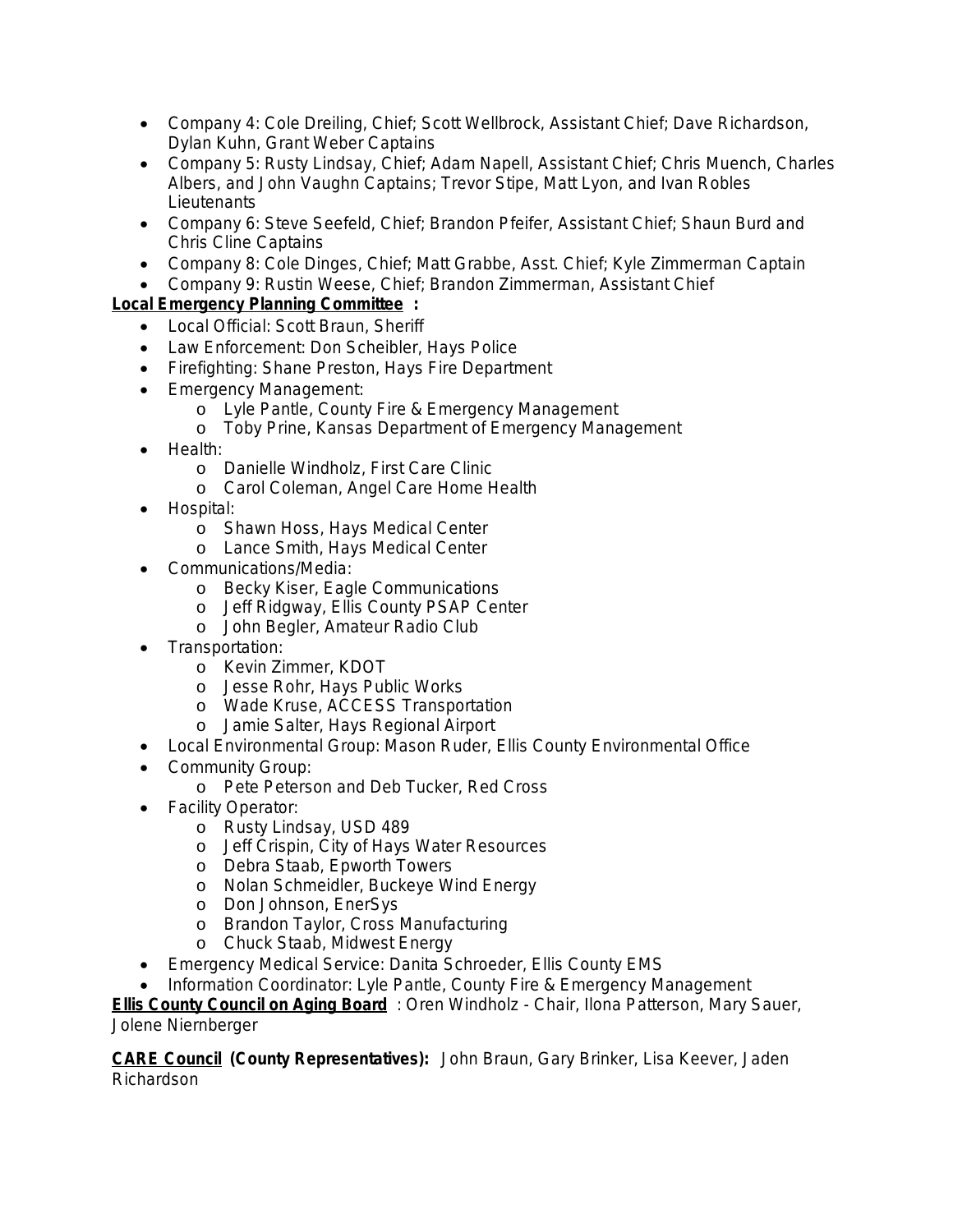- Company 4: Cole Dreiling, Chief; Scott Wellbrock, Assistant Chief; Dave Richardson, Dylan Kuhn, Grant Weber Captains
- Company 5: Rusty Lindsay, Chief; Adam Napell, Assistant Chief; Chris Muench, Charles Albers, and John Vaughn Captains; Trevor Stipe, Matt Lyon, and Ivan Robles Lieutenants
- Company 6: Steve Seefeld, Chief; Brandon Pfeifer, Assistant Chief; Shaun Burd and Chris Cline Captains
- Company 8: Cole Dinges, Chief; Matt Grabbe, Asst. Chief; Kyle Zimmerman Captain
- Company 9: Rustin Weese, Chief; Brandon Zimmerman, Assistant Chief

**Local Emergency Planning Committee :**

- Local Official: Scott Braun, Sheriff
- Law Enforcement: Don Scheibler, Hays Police
- Firefighting: Shane Preston, Hays Fire Department
- Emergency Management:
  - Lyle Pantle, County Fire & Emergency Management
  - Toby Prine, Kansas Department of Emergency Management
- Health:
  - Danielle Windholz, First Care Clinic
  - Carol Coleman, Angel Care Home Health
- Hospital:
  - Shawn Hoss, Hays Medical Center
  - Lance Smith, Hays Medical Center
- Communications/Media:
  - Becky Kiser, Eagle Communications
  - Jeff Ridgway, Ellis County PSAP Center
  - John Begler, Amateur Radio Club
- Transportation:
  - Kevin Zimmer, KDOT
  - Jesse Rohr, Hays Public Works
  - Wade Kruse, ACCESS Transportation
  - Jamie Salter, Hays Regional Airport
- Local Environmental Group: Mason Ruder, Ellis County Environmental Office
- Community Group:
  - Pete Peterson and Deb Tucker, Red Cross
- Facility Operator:
  - Rusty Lindsay, USD 489
  - Jeff Crispin, City of Hays Water Resources
  - Debra Staab, Epworth Towers
  - Nolan Schmeidler, Buckeye Wind Energy
  - Don Johnson, EnerSys
  - Brandon Taylor, Cross Manufacturing
  - Chuck Staab, Midwest Energy
- Emergency Medical Service: Danita Schroeder, Ellis County EMS
- Information Coordinator: Lyle Pantle, County Fire & Emergency Management

**Ellis County Council on Aging Board** : Oren Windholz - Chair, Ilona Patterson, Mary Sauer, Jolene Niernberger

**CARE Council (County Representatives):** John Braun, Gary Brinker, Lisa Keever, Jaden Richardson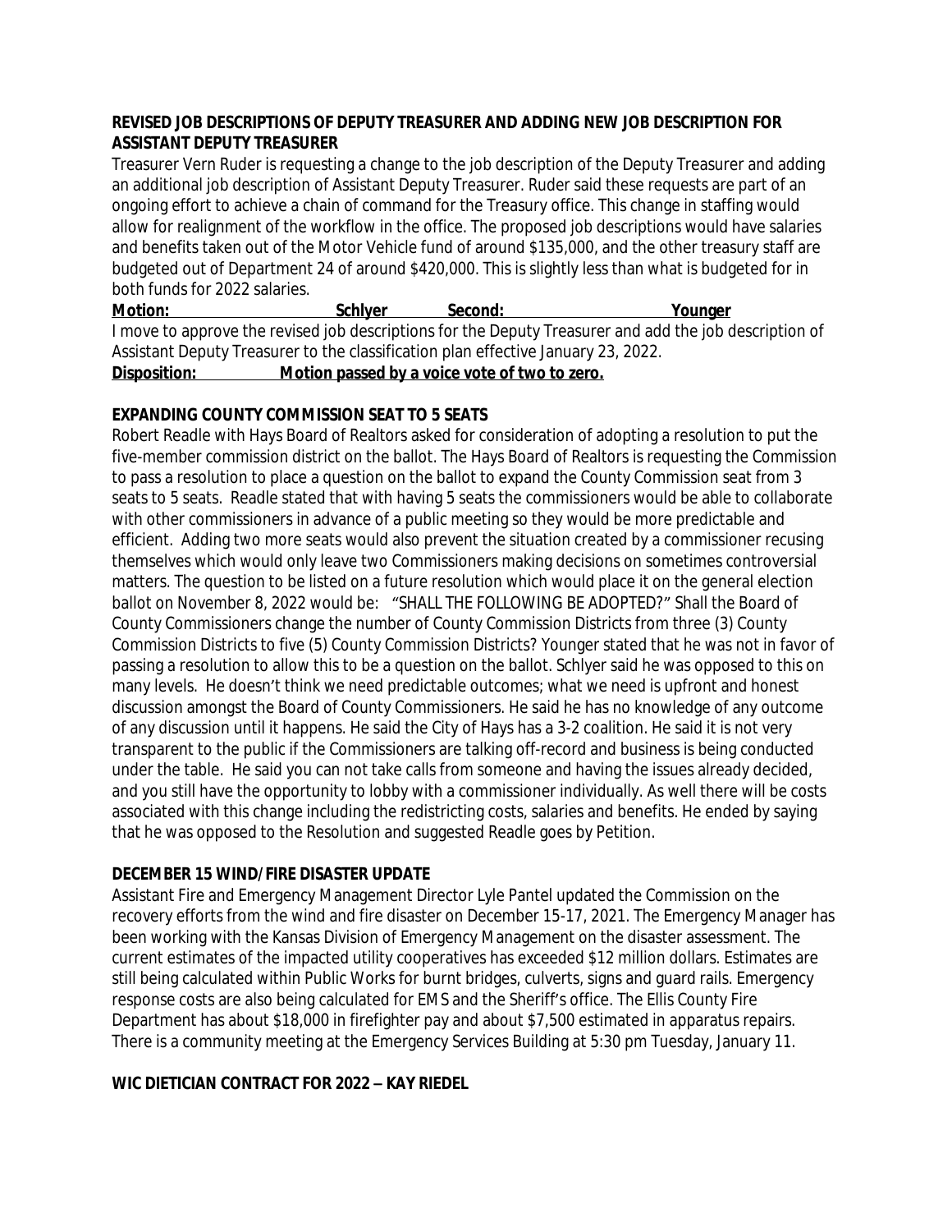**REVISED JOB DESCRIPTIONS OF DEPUTY TREASURER AND ADDING NEW JOB DESCRIPTION FOR ASSISTANT DEPUTY TREASURER**

Treasurer Vern Ruder is requesting a change to the job description of the Deputy Treasurer and adding an additional job description of Assistant Deputy Treasurer. Ruder said these requests are part of an ongoing effort to achieve a chain of command for the Treasury office. This change in staffing would allow for realignment of the workflow in the office. The proposed job descriptions would have salaries and benefits taken out of the Motor Vehicle fund of around $135,000, and the other treasury staff are budgeted out of Department 24 of around $420,000. This is slightly less than what is budgeted for in both funds for 2022 salaries.

**Motion: Schlyer Second: Younger**

I move to approve the revised job descriptions for the Deputy Treasurer and add the job description of Assistant Deputy Treasurer to the classification plan effective January 23, 2022.

**Disposition: Motion passed by a voice vote of two to zero.**

**EXPANDING COUNTY COMMISSION SEAT TO 5 SEATS**

Robert Readle with Hays Board of Realtors asked for consideration of adopting a resolution to put the five-member commission district on the ballot. The Hays Board of Realtors is requesting the Commission to pass a resolution to place a question on the ballot to expand the County Commission seat from 3 seats to 5 seats. Readle stated that with having 5 seats the commissioners would be able to collaborate with other commissioners in advance of a public meeting so they would be more predictable and efficient. Adding two more seats would also prevent the situation created by a commissioner recusing themselves which would only leave two Commissioners making decisions on sometimes controversial matters. The question to be listed on a future resolution which would place it on the general election ballot on November 8, 2022 would be: "SHALL THE FOLLOWING BE ADOPTED?" Shall the Board of County Commissioners change the number of County Commission Districts from three (3) County Commission Districts to five (5) County Commission Districts? Younger stated that he was not in favor of passing a resolution to allow this to be a question on the ballot. Schlyer said he was opposed to this on many levels. He doesn't think we need predictable outcomes; what we need is upfront and honest discussion amongst the Board of County Commissioners. He said he has no knowledge of any outcome of any discussion until it happens. He said the City of Hays has a 3-2 coalition. He said it is not very transparent to the public if the Commissioners are talking off-record and business is being conducted under the table. He said you can not take calls from someone and having the issues already decided, and you still have the opportunity to lobby with a commissioner individually. As well there will be costs associated with this change including the redistricting costs, salaries and benefits. He ended by saying that he was opposed to the Resolution and suggested Readle goes by Petition.

**DECEMBER 15 WIND/FIRE DISASTER UPDATE**

Assistant Fire and Emergency Management Director Lyle Pantel updated the Commission on the recovery efforts from the wind and fire disaster on December 15-17, 2021. The Emergency Manager has been working with the Kansas Division of Emergency Management on the disaster assessment. The current estimates of the impacted utility cooperatives has exceeded $12 million dollars. Estimates are still being calculated within Public Works for burnt bridges, culverts, signs and guard rails. Emergency response costs are also being calculated for EMS and the Sheriff's office. The Ellis County Fire Department has about $18,000 in firefighter pay and about $7,500 estimated in apparatus repairs. There is a community meeting at the Emergency Services Building at 5:30 pm Tuesday, January 11.

**WIC DIETICIAN CONTRACT FOR 2022 – KAY RIEDEL**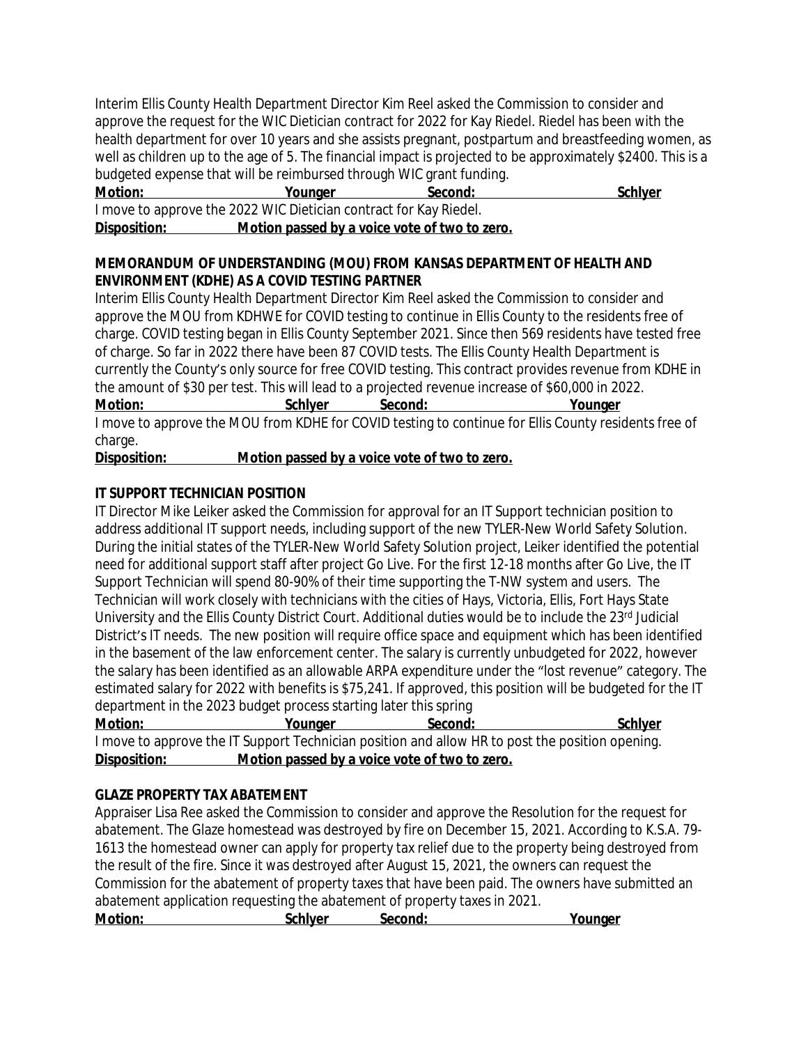Interim Ellis County Health Department Director Kim Reel asked the Commission to consider and approve the request for the WIC Dietician contract for 2022 for Kay Riedel. Riedel has been with the health department for over 10 years and she assists pregnant, postpartum and breastfeeding women, as well as children up to the age of 5. The financial impact is projected to be approximately $2400. This is a budgeted expense that will be reimbursed through WIC grant funding.

**Motion:** **Younger** **Second:** **Schlyer**

I move to approve the 2022 WIC Dietician contract for Kay Riedel.

**Disposition:** **Motion passed by a voice vote of two to zero.**

**MEMORANDUM OF UNDERSTANDING (MOU) FROM KANSAS DEPARTMENT OF HEALTH AND ENVIRONMENT (KDHE) AS A COVID TESTING PARTNER**

Interim Ellis County Health Department Director Kim Reel asked the Commission to consider and approve the MOU from KDHWE for COVID testing to continue in Ellis County to the residents free of charge. COVID testing began in Ellis County September 2021. Since then 569 residents have tested free of charge. So far in 2022 there have been 87 COVID tests. The Ellis County Health Department is currently the County's only source for free COVID testing. This contract provides revenue from KDHE in the amount of $30 per test. This will lead to a projected revenue increase of $60,000 in 2022.

**Motion:** **Schlyer** **Second:** **Younger**

I move to approve the MOU from KDHE for COVID testing to continue for Ellis County residents free of charge.

**Disposition:** **Motion passed by a voice vote of two to zero.**

**IT SUPPORT TECHNICIAN POSITION**

IT Director Mike Leiker asked the Commission for approval for an IT Support technician position to address additional IT support needs, including support of the new TYLER-New World Safety Solution. During the initial states of the TYLER-New World Safety Solution project, Leiker identified the potential need for additional support staff after project Go Live. For the first 12-18 months after Go Live, the IT Support Technician will spend 80-90% of their time supporting the T-NW system and users. The Technician will work closely with technicians with the cities of Hays, Victoria, Ellis, Fort Hays State University and the Ellis County District Court. Additional duties would be to include the 23rd Judicial District's IT needs. The new position will require office space and equipment which has been identified in the basement of the law enforcement center. The salary is currently unbudgeted for 2022, however the salary has been identified as an allowable ARPA expenditure under the "lost revenue" category. The estimated salary for 2022 with benefits is $75,241. If approved, this position will be budgeted for the IT department in the 2023 budget process starting later this spring

**Motion:** **Younger** **Second:** **Schlyer**

I move to approve the IT Support Technician position and allow HR to post the position opening.

**Disposition:** **Motion passed by a voice vote of two to zero.**

**GLAZE PROPERTY TAX ABATEMENT**

Appraiser Lisa Ree asked the Commission to consider and approve the Resolution for the request for abatement. The Glaze homestead was destroyed by fire on December 15, 2021. According to K.S.A. 79-1613 the homestead owner can apply for property tax relief due to the property being destroyed from the result of the fire. Since it was destroyed after August 15, 2021, the owners can request the Commission for the abatement of property taxes that have been paid. The owners have submitted an abatement application requesting the abatement of property taxes in 2021.

**Motion:** **Schlyer** **Second:** **Younger**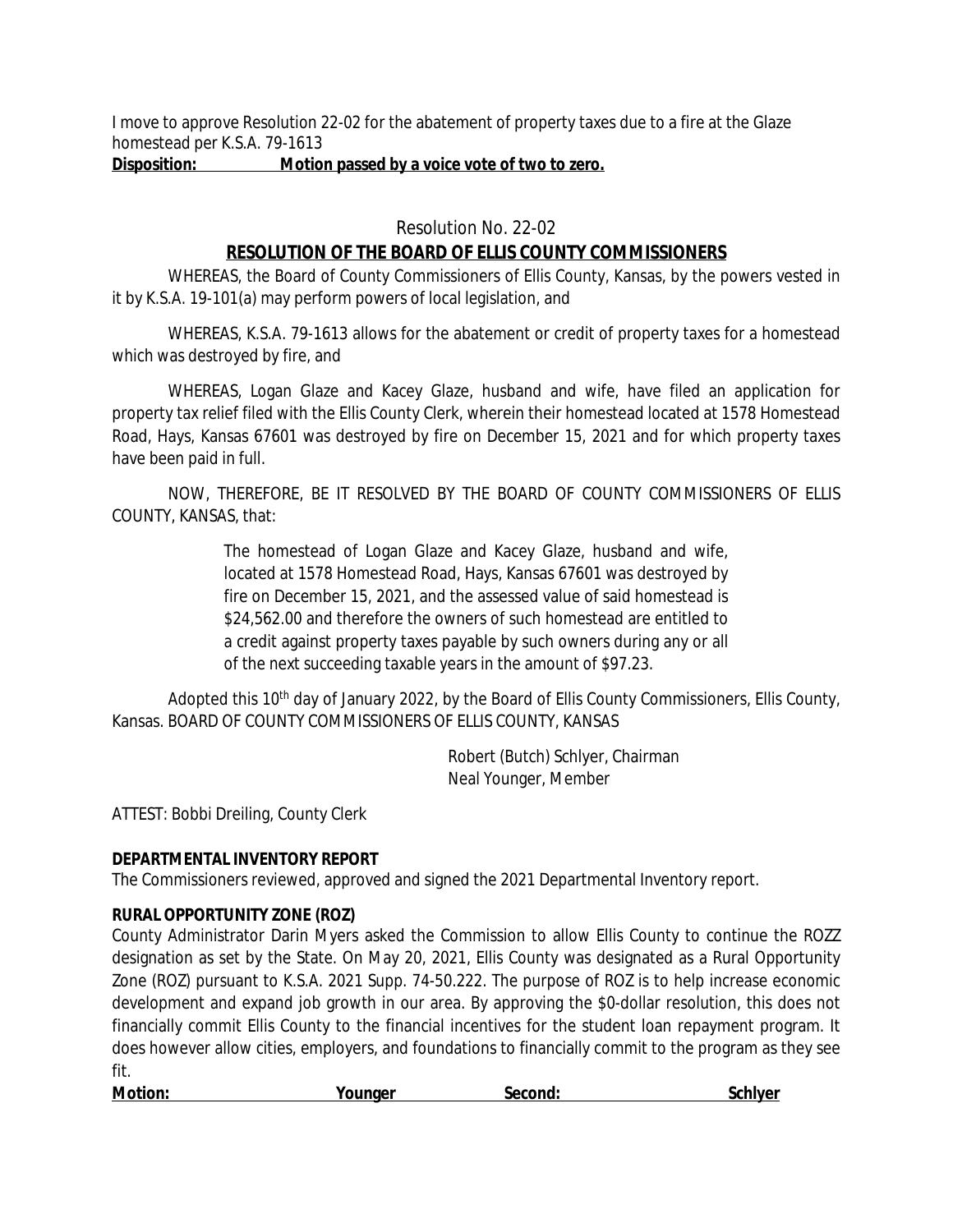I move to approve Resolution 22-02 for the abatement of property taxes due to a fire at the Glaze homestead per K.S.A. 79-1613

**Disposition: Motion passed by a voice vote of two to zero.**

Resolution No. 22-02

**RESOLUTION OF THE BOARD OF ELLIS COUNTY COMMISSIONERS**

WHEREAS, the Board of County Commissioners of Ellis County, Kansas, by the powers vested in it by K.S.A. 19-101(a) may perform powers of local legislation, and

WHEREAS, K.S.A. 79-1613 allows for the abatement or credit of property taxes for a homestead which was destroyed by fire, and

WHEREAS, Logan Glaze and Kacey Glaze, husband and wife, have filed an application for property tax relief filed with the Ellis County Clerk, wherein their homestead located at 1578 Homestead Road, Hays, Kansas 67601 was destroyed by fire on December 15, 2021 and for which property taxes have been paid in full.

NOW, THEREFORE, BE IT RESOLVED BY THE BOARD OF COUNTY COMMISSIONERS OF ELLIS COUNTY, KANSAS, that:

> The homestead of Logan Glaze and Kacey Glaze, husband and wife, located at 1578 Homestead Road, Hays, Kansas 67601 was destroyed by fire on December 15, 2021, and the assessed value of said homestead is $24,562.00 and therefore the owners of such homestead are entitled to a credit against property taxes payable by such owners during any or all of the next succeeding taxable years in the amount of $97.23.

Adopted this 10th day of January 2022, by the Board of Ellis County Commissioners, Ellis County, Kansas. BOARD OF COUNTY COMMISSIONERS OF ELLIS COUNTY, KANSAS

Robert (Butch) Schlyer, Chairman
Neal Younger, Member

ATTEST: Bobbi Dreiling, County Clerk

**DEPARTMENTAL INVENTORY REPORT**

The Commissioners reviewed, approved and signed the 2021 Departmental Inventory report.

**RURAL OPPORTUNITY ZONE (ROZ)**

County Administrator Darin Myers asked the Commission to allow Ellis County to continue the ROZZ designation as set by the State. On May 20, 2021, Ellis County was designated as a Rural Opportunity Zone (ROZ) pursuant to K.S.A. 2021 Supp. 74-50.222. The purpose of ROZ is to help increase economic development and expand job growth in our area. By approving the $0-dollar resolution, this does not financially commit Ellis County to the financial incentives for the student loan repayment program. It does however allow cities, employers, and foundations to financially commit to the program as they see fit.

**Motion: Younger Second: Schlyer**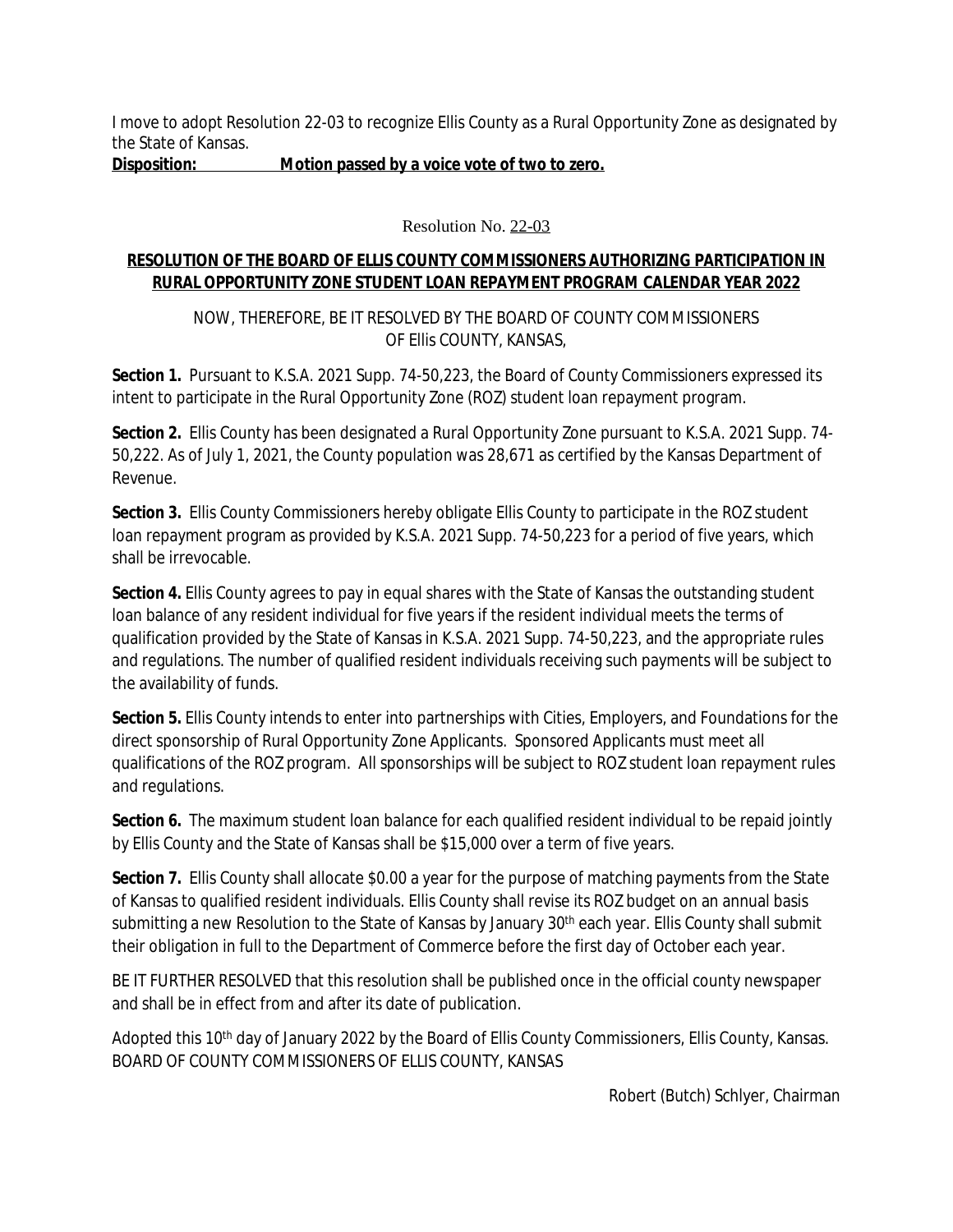I move to adopt Resolution 22-03 to recognize Ellis County as a Rural Opportunity Zone as designated by the State of Kansas.

**Disposition: Motion passed by a voice vote of two to zero.**

Resolution No. 22-03

**RESOLUTION OF THE BOARD OF ELLIS COUNTY COMMISSIONERS AUTHORIZING PARTICIPATION IN RURAL OPPORTUNITY ZONE STUDENT LOAN REPAYMENT PROGRAM CALENDAR YEAR 2022**

NOW, THEREFORE, BE IT RESOLVED BY THE BOARD OF COUNTY COMMISSIONERS OF Ellis COUNTY, KANSAS,

**Section 1.** Pursuant to K.S.A. 2021 Supp. 74-50,223, the Board of County Commissioners expressed its intent to participate in the Rural Opportunity Zone (ROZ) student loan repayment program.

**Section 2.** Ellis County has been designated a Rural Opportunity Zone pursuant to K.S.A. 2021 Supp. 74-50,222. As of July 1, 2021, the County population was 28,671 as certified by the Kansas Department of Revenue.

**Section 3.** Ellis County Commissioners hereby obligate Ellis County to participate in the ROZ student loan repayment program as provided by K.S.A. 2021 Supp. 74-50,223 for a period of five years, which shall be irrevocable.

**Section 4.** Ellis County agrees to pay in equal shares with the State of Kansas the outstanding student loan balance of any resident individual for five years if the resident individual meets the terms of qualification provided by the State of Kansas in K.S.A. 2021 Supp. 74-50,223, and the appropriate rules and regulations. The number of qualified resident individuals receiving such payments will be subject to the availability of funds.

**Section 5.** Ellis County intends to enter into partnerships with Cities, Employers, and Foundations for the direct sponsorship of Rural Opportunity Zone Applicants. Sponsored Applicants must meet all qualifications of the ROZ program. All sponsorships will be subject to ROZ student loan repayment rules and regulations.

**Section 6.** The maximum student loan balance for each qualified resident individual to be repaid jointly by Ellis County and the State of Kansas shall be $15,000 over a term of five years.

**Section 7.** Ellis County shall allocate $0.00 a year for the purpose of matching payments from the State of Kansas to qualified resident individuals. Ellis County shall revise its ROZ budget on an annual basis submitting a new Resolution to the State of Kansas by January 30th each year. Ellis County shall submit their obligation in full to the Department of Commerce before the first day of October each year.

BE IT FURTHER RESOLVED that this resolution shall be published once in the official county newspaper and shall be in effect from and after its date of publication.

Adopted this 10th day of January 2022 by the Board of Ellis County Commissioners, Ellis County, Kansas.
BOARD OF COUNTY COMMISSIONERS OF ELLIS COUNTY, KANSAS

Robert (Butch) Schlyer, Chairman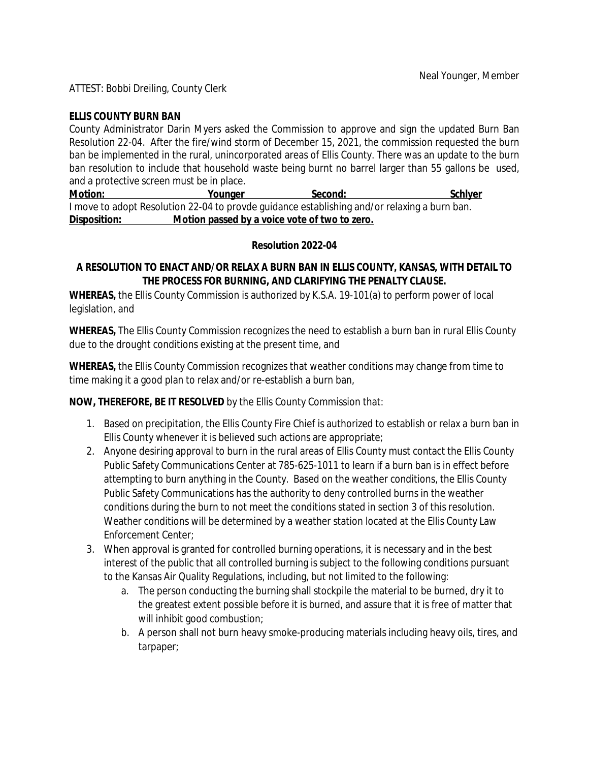Neal Younger, Member

ATTEST: Bobbi Dreiling, County Clerk

**ELLIS COUNTY BURN BAN**

County Administrator Darin Myers asked the Commission to approve and sign the updated Burn Ban Resolution 22-04. After the fire/wind storm of December 15, 2021, the commission requested the burn ban be implemented in the rural, unincorporated areas of Ellis County. There was an update to the burn ban resolution to include that household waste being burnt no barrel larger than 55 gallons be used, and a protective screen must be in place.

**Motion:** **Younger** **Second:** **Schlyer**

I move to adopt Resolution 22-04 to provde guidance establishing and/or relaxing a burn ban.

**Disposition:** **Motion passed by a voice vote of two to zero.**

**Resolution 2022-04**

**A RESOLUTION TO ENACT AND/OR RELAX A BURN BAN IN ELLIS COUNTY, KANSAS, WITH DETAIL TO THE PROCESS FOR BURNING, AND CLARIFYING THE PENALTY CLAUSE.**

**WHEREAS,** the Ellis County Commission is authorized by K.S.A. 19-101(a) to perform power of local legislation, and

**WHEREAS,** The Ellis County Commission recognizes the need to establish a burn ban in rural Ellis County due to the drought conditions existing at the present time, and

**WHEREAS,** the Ellis County Commission recognizes that weather conditions may change from time to time making it a good plan to relax and/or re-establish a burn ban,

**NOW, THEREFORE, BE IT RESOLVED** by the Ellis County Commission that:

1. Based on precipitation, the Ellis County Fire Chief is authorized to establish or relax a burn ban in Ellis County whenever it is believed such actions are appropriate;
2. Anyone desiring approval to burn in the rural areas of Ellis County must contact the Ellis County Public Safety Communications Center at 785-625-1011 to learn if a burn ban is in effect before attempting to burn anything in the County. Based on the weather conditions, the Ellis County Public Safety Communications has the authority to deny controlled burns in the weather conditions during the burn to not meet the conditions stated in section 3 of this resolution. Weather conditions will be determined by a weather station located at the Ellis County Law Enforcement Center;
3. When approval is granted for controlled burning operations, it is necessary and in the best interest of the public that all controlled burning is subject to the following conditions pursuant to the Kansas Air Quality Regulations, including, but not limited to the following:
    a. The person conducting the burning shall stockpile the material to be burned, dry it to the greatest extent possible before it is burned, and assure that it is free of matter that will inhibit good combustion;
    b. A person shall not burn heavy smoke-producing materials including heavy oils, tires, and tarpaper;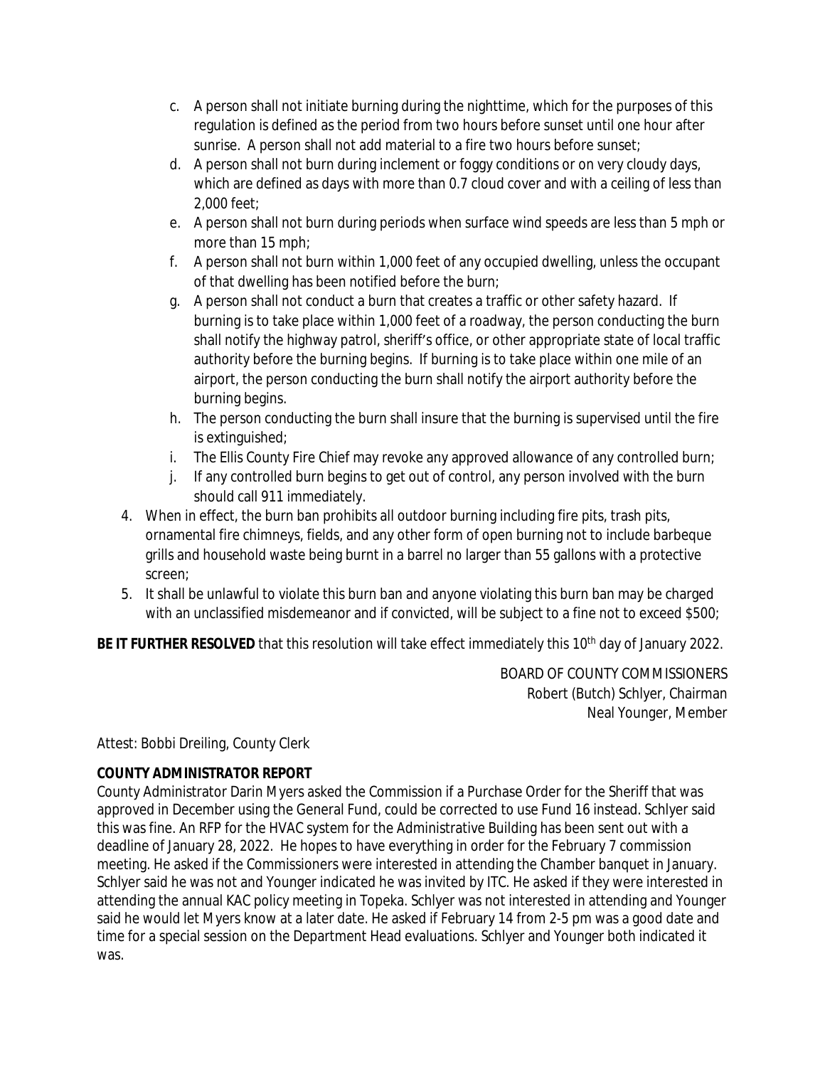c. A person shall not initiate burning during the nighttime, which for the purposes of this regulation is defined as the period from two hours before sunset until one hour after sunrise. A person shall not add material to a fire two hours before sunset;
d. A person shall not burn during inclement or foggy conditions or on very cloudy days, which are defined as days with more than 0.7 cloud cover and with a ceiling of less than 2,000 feet;
e. A person shall not burn during periods when surface wind speeds are less than 5 mph or more than 15 mph;
f. A person shall not burn within 1,000 feet of any occupied dwelling, unless the occupant of that dwelling has been notified before the burn;
g. A person shall not conduct a burn that creates a traffic or other safety hazard. If burning is to take place within 1,000 feet of a roadway, the person conducting the burn shall notify the highway patrol, sheriff's office, or other appropriate state of local traffic authority before the burning begins. If burning is to take place within one mile of an airport, the person conducting the burn shall notify the airport authority before the burning begins.
h. The person conducting the burn shall insure that the burning is supervised until the fire is extinguished;
i. The Ellis County Fire Chief may revoke any approved allowance of any controlled burn;
j. If any controlled burn begins to get out of control, any person involved with the burn should call 911 immediately.

4. When in effect, the burn ban prohibits all outdoor burning including fire pits, trash pits, ornamental fire chimneys, fields, and any other form of open burning not to include barbeque grills and household waste being burnt in a barrel no larger than 55 gallons with a protective screen;
5. It shall be unlawful to violate this burn ban and anyone violating this burn ban may be charged with an unclassified misdemeanor and if convicted, will be subject to a fine not to exceed $500;

**BE IT FURTHER RESOLVED** that this resolution will take effect immediately this 10th day of January 2022.

BOARD OF COUNTY COMMISSIONERS
Robert (Butch) Schlyer, Chairman
Neal Younger, Member

Attest: Bobbi Dreiling, County Clerk

**COUNTY ADMINISTRATOR REPORT**

County Administrator Darin Myers asked the Commission if a Purchase Order for the Sheriff that was approved in December using the General Fund, could be corrected to use Fund 16 instead. Schlyer said this was fine. An RFP for the HVAC system for the Administrative Building has been sent out with a deadline of January 28, 2022. He hopes to have everything in order for the February 7 commission meeting. He asked if the Commissioners were interested in attending the Chamber banquet in January. Schlyer said he was not and Younger indicated he was invited by ITC. He asked if they were interested in attending the annual KAC policy meeting in Topeka. Schlyer was not interested in attending and Younger said he would let Myers know at a later date. He asked if February 14 from 2-5 pm was a good date and time for a special session on the Department Head evaluations. Schlyer and Younger both indicated it was.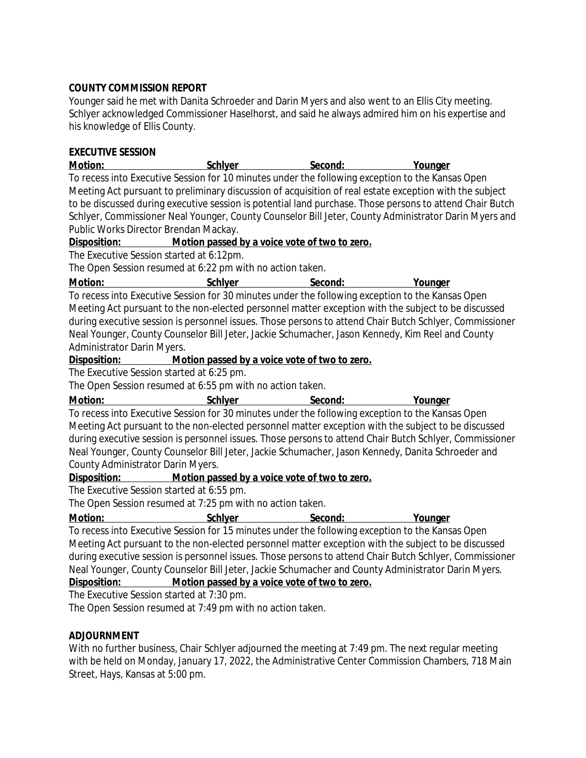**COUNTY COMMISSION REPORT**

Younger said he met with Danita Schroeder and Darin Myers and also went to an Ellis City meeting. Schlyer acknowledged Commissioner Haselhorst, and said he always admired him on his expertise and his knowledge of Ellis County.

**EXECUTIVE SESSION**

**Motion:** Schlyer **Second:** Younger

To recess into Executive Session for 10 minutes under the following exception to the Kansas Open Meeting Act pursuant to preliminary discussion of acquisition of real estate exception with the subject to be discussed during executive session is potential land purchase. Those persons to attend Chair Butch Schlyer, Commissioner Neal Younger, County Counselor Bill Jeter, County Administrator Darin Myers and Public Works Director Brendan Mackay.

**Disposition:** **Motion passed by a voice vote of two to zero.**

The Executive Session started at 6:12pm.

The Open Session resumed at 6:22 pm with no action taken.

**Motion:** Schlyer **Second:** Younger

To recess into Executive Session for 30 minutes under the following exception to the Kansas Open Meeting Act pursuant to the non-elected personnel matter exception with the subject to be discussed during executive session is personnel issues. Those persons to attend Chair Butch Schlyer, Commissioner Neal Younger, County Counselor Bill Jeter, Jackie Schumacher, Jason Kennedy, Kim Reel and County Administrator Darin Myers.

**Disposition:** **Motion passed by a voice vote of two to zero.**

The Executive Session started at 6:25 pm.

The Open Session resumed at 6:55 pm with no action taken.

**Motion:** Schlyer **Second:** Younger

To recess into Executive Session for 30 minutes under the following exception to the Kansas Open Meeting Act pursuant to the non-elected personnel matter exception with the subject to be discussed during executive session is personnel issues. Those persons to attend Chair Butch Schlyer, Commissioner Neal Younger, County Counselor Bill Jeter, Jackie Schumacher, Jason Kennedy, Danita Schroeder and County Administrator Darin Myers.

**Disposition:** **Motion passed by a voice vote of two to zero.**

The Executive Session started at 6:55 pm.

The Open Session resumed at 7:25 pm with no action taken.

**Motion:** Schlyer **Second:** Younger

To recess into Executive Session for 15 minutes under the following exception to the Kansas Open Meeting Act pursuant to the non-elected personnel matter exception with the subject to be discussed during executive session is personnel issues. Those persons to attend Chair Butch Schlyer, Commissioner Neal Younger, County Counselor Bill Jeter, Jackie Schumacher and County Administrator Darin Myers.

**Disposition:** **Motion passed by a voice vote of two to zero.**

The Executive Session started at 7:30 pm.

The Open Session resumed at 7:49 pm with no action taken.

**ADJOURNMENT**

With no further business, Chair Schlyer adjourned the meeting at 7:49 pm. The next regular meeting with be held on Monday, January 17, 2022, the Administrative Center Commission Chambers, 718 Main Street, Hays, Kansas at 5:00 pm.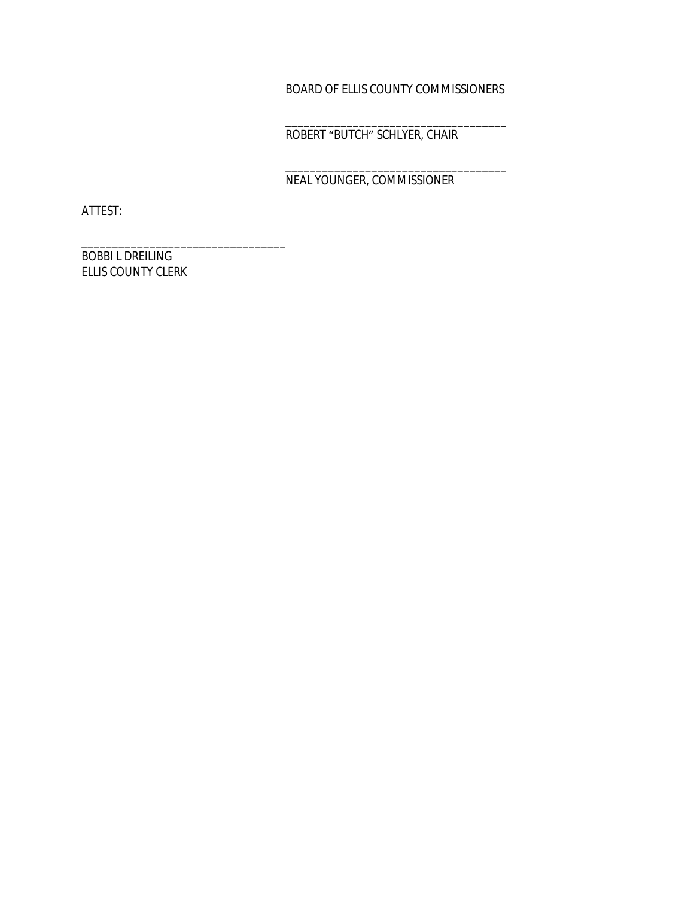BOARD OF ELLIS COUNTY COMMISSIONERS

___________________________________
ROBERT "BUTCH" SCHLYER, CHAIR

___________________________________
NEAL YOUNGER, COMMISSIONER

ATTEST:

________________________________
BOBBI L DREILING
ELLIS COUNTY CLERK